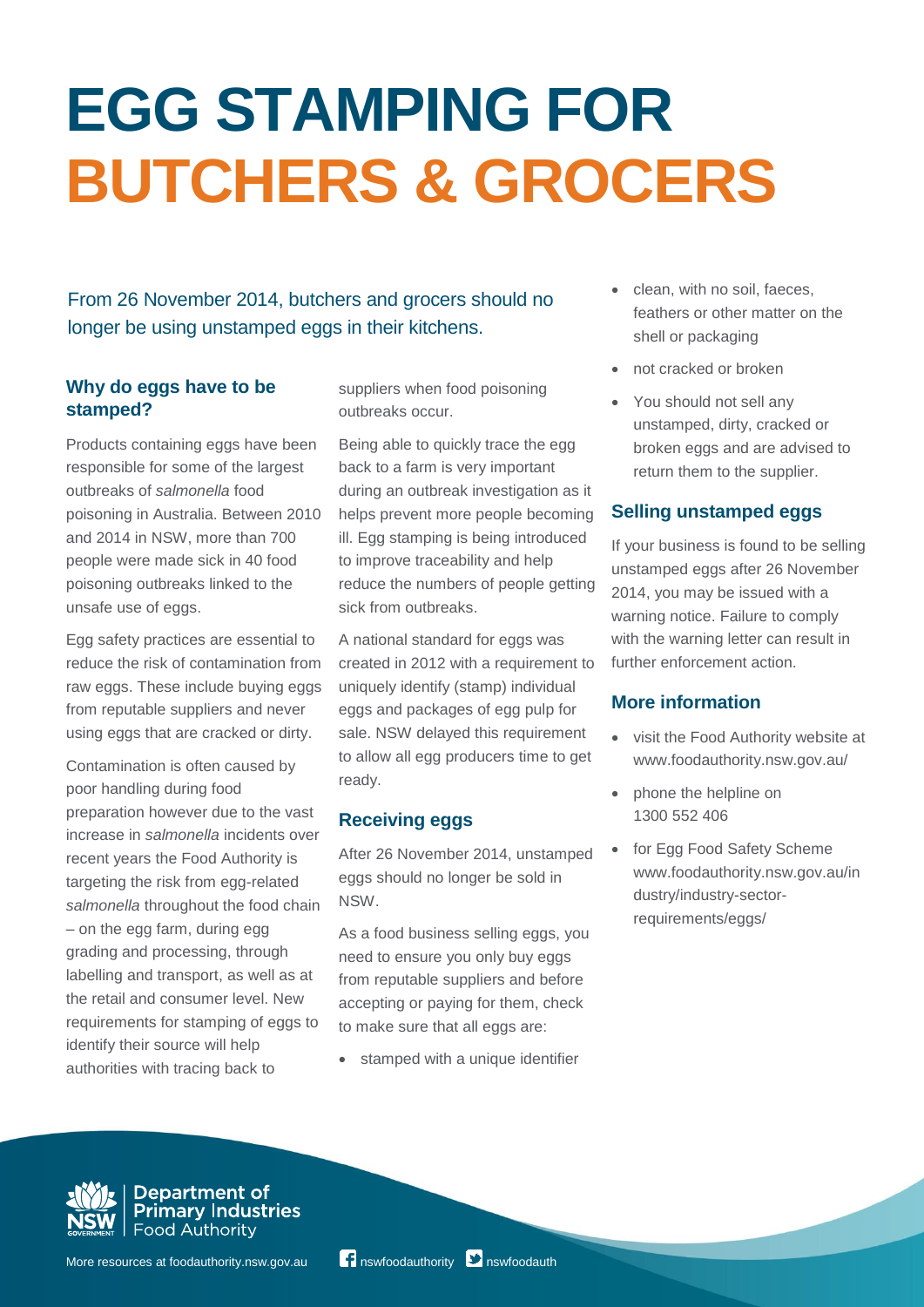# EGG STAMPING FOR BUTCHERS & GROCERS

From 26 November 2014, butchers and grocers should no longer be using unstamped eggs in their kitchens.

### Why do eggs have to be stamped?

Products containing eggs have been responsible for some of the largest outbreaks of *salmonella* food poisoning in Australia. Between 2010 and 2014 in NSW, more than 700 people were made sick in 40 food poisoning outbreaks linked to the unsafe use of eggs.

Egg safety practices are essential to reduce the risk of contamination from raw eggs. These include buying eggs from reputable suppliers and never using eggs that are cracked or dirty.

Contamination is often caused by poor handling during food preparation however due to the vast increase in *salmonella* incidents over recent years the Food Authority is targeting the risk from egg-related *salmonella* throughout the food chain – on the egg farm, during egg grading and processing, through labelling and transport, as well as at the retail and consumer level. New requirements for stamping of eggs to identify their source will help authorities with tracing back to suppliers when food poisoning outbreaks occur.

Being able to quickly trace the egg back to a farm is very important during an outbreak investigation as it helps prevent more people becoming ill. Egg stamping is being introduced to improve traceability and help reduce the numbers of people getting sick from outbreaks.

A national standard for eggs was created in 2012 with a requirement to uniquely identify (stamp) individual eggs and packages of egg pulp for sale. NSW delayed this requirement to allow all egg producers time to get ready.

### Receiving eggs

After 26 November 2014, unstamped eggs should no longer be sold in NSW.

As a food business selling eggs, you need to ensure you only buy eggs from reputable suppliers and before accepting or paying for them, check to make sure that all eggs are:

- stamped with a unique identifier
- clean, with no soil, faeces, feathers or other matter on the shell or packaging
- not cracked or broken
- You should not sell any unstamped, dirty, cracked or broken eggs and are advised to return them to the supplier.

### Selling unstamped eggs

If your business is found to be selling unstamped eggs after 26 November 2014, you may be issued with a warning notice. Failure to comply with the warning letter can result in further enforcement action.

### More information

- visit the Food Authority website at www.foodauthority.nsw.gov.au/
- phone the helpline on 1300 552 406
- for Egg Food Safety Scheme www.foodauthority.nsw.gov.au/industry/industry-sector-requirements/eggs/

Department of Primary Industries Food Authority

More resources at foodauthority.nsw.gov.au nswfoodauthority nswfoodauth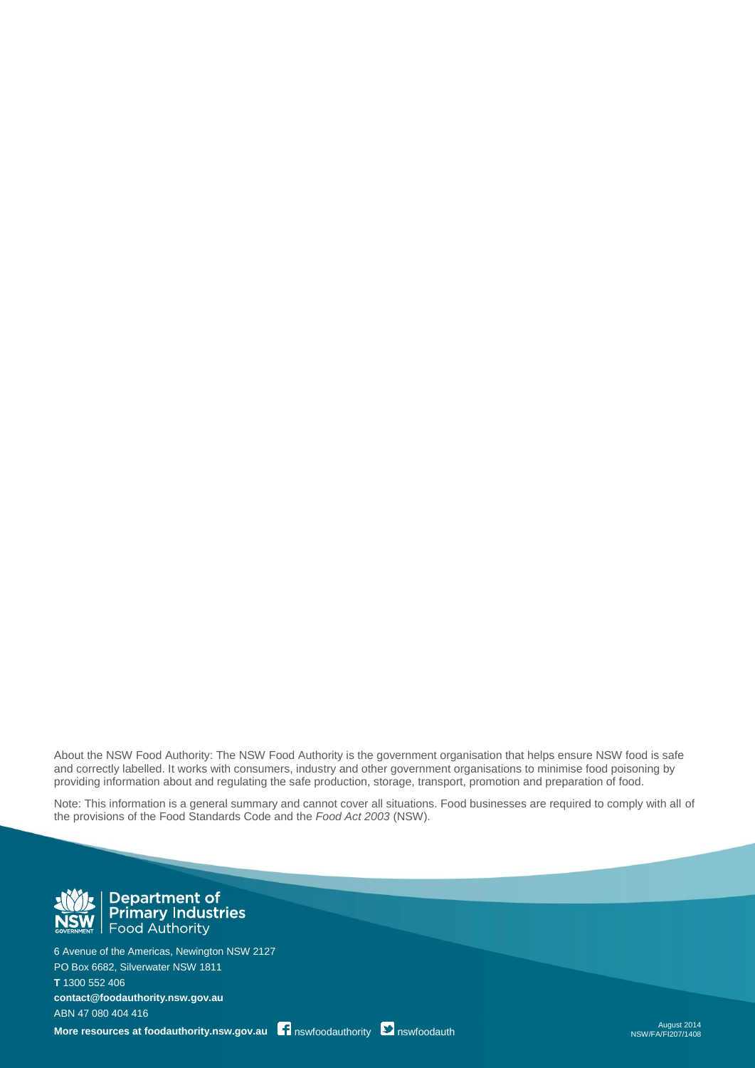About the NSW Food Authority: The NSW Food Authority is the government organisation that helps ensure NSW food is safe and correctly labelled. It works with consumers, industry and other government organisations to minimise food poisoning by providing information about and regulating the safe production, storage, transport, promotion and preparation of food.

Note: This information is a general summary and cannot cover all situations. Food businesses are required to comply with all of the provisions of the Food Standards Code and the *Food Act 2003* (NSW).

NSW GOVERNMENT | Department of Primary Industries Food Authority

6 Avenue of the Americas, Newington NSW 2127
PO Box 6682, Silverwater NSW 1811
**T** 1300 552 406
**contact@foodauthority.nsw.gov.au**
ABN 47 080 404 416

**More resources at foodauthority.nsw.gov.au** nswfoodauthority nswfoodauth

August 2014
NSW/FA/FI207/1408